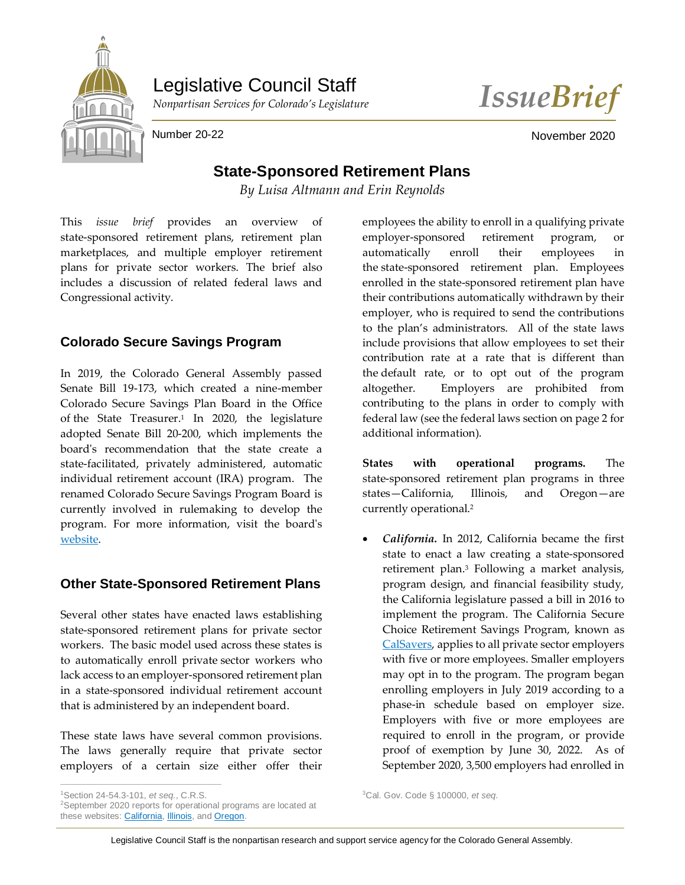Legislative Council Staff

*Nonpartisan Services for Colorado's Legislature*

*IssueBrief*

Number 20-22

November 2020

# State-Sponsored Retirement Plans

*By Luisa Altmann and Erin Reynolds*

This *issue brief* provides an overview of state-sponsored retirement plans, retirement plan marketplaces, and multiple employer retirement plans for private sector workers. The brief also includes a discussion of related federal laws and Congressional activity.

## Colorado Secure Savings Program

In 2019, the Colorado General Assembly passed Senate Bill 19-173, which created a nine-member Colorado Secure Savings Plan Board in the Office of the State Treasurer.[1] In 2020, the legislature adopted Senate Bill 20-200, which implements the board's recommendation that the state create a state-facilitated, privately administered, automatic individual retirement account (IRA) program. The renamed Colorado Secure Savings Program Board is currently involved in rulemaking to develop the program. For more information, visit the board's website.

## Other State-Sponsored Retirement Plans

Several other states have enacted laws establishing state-sponsored retirement plans for private sector workers. The basic model used across these states is to automatically enroll private sector workers who lack access to an employer-sponsored retirement plan in a state-sponsored individual retirement account that is administered by an independent board.

These state laws have several common provisions. The laws generally require that private sector employers of a certain size either offer their employees the ability to enroll in a qualifying private employer-sponsored retirement program, or automatically enroll their employees in the state-sponsored retirement plan. Employees enrolled in the state-sponsored retirement plan have their contributions automatically withdrawn by their employer, who is required to send the contributions to the plan's administrators. All of the state laws include provisions that allow employees to set their contribution rate at a rate that is different than the default rate, or to opt out of the program altogether. Employers are prohibited from contributing to the plans in order to comply with federal law (see the federal laws section on page 2 for additional information).

**States with operational programs.** The state-sponsored retirement plan programs in three states—California, Illinois, and Oregon—are currently operational.[2]

- ***California.*** In 2012, California became the first state to enact a law creating a state-sponsored retirement plan.[3] Following a market analysis, program design, and financial feasibility study, the California legislature passed a bill in 2016 to implement the program. The California Secure Choice Retirement Savings Program, known as CalSavers, applies to all private sector employers with five or more employees. Smaller employers may opt in to the program. The program began enrolling employers in July 2019 according to a phase-in schedule based on employer size. Employers with five or more employees are required to enroll in the program, or provide proof of exemption by June 30, 2022. As of September 2020, 3,500 employers had enrolled in

---

[1] Section 24-54.3-101, *et seq.*, C.R.S.

[2] September 2020 reports for operational programs are located at these websites: California, Illinois, and Oregon.

[3] Cal. Gov. Code § 100000, *et seq.*

Legislative Council Staff is the nonpartisan research and support service agency for the Colorado General Assembly.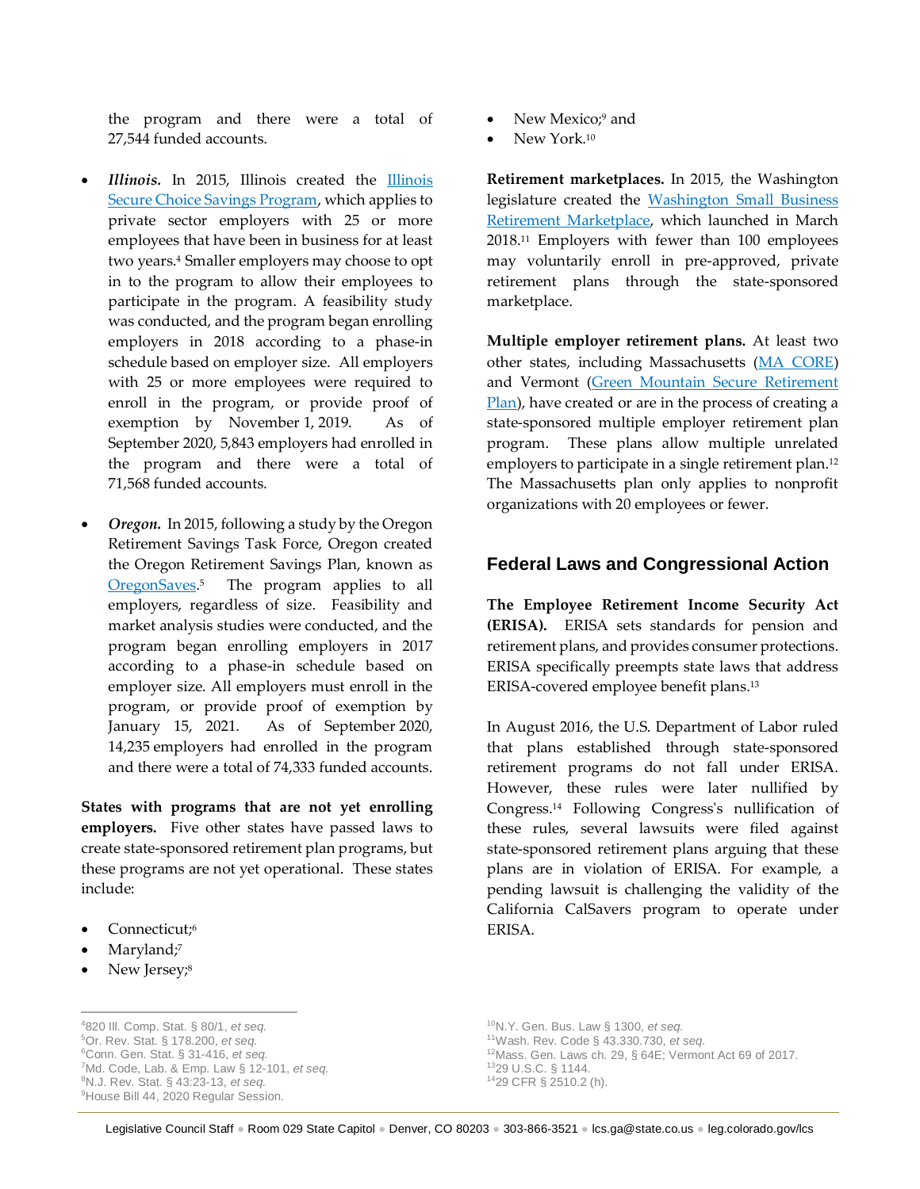the program and there were a total of 27,544 funded accounts.

- ***Illinois.*** In 2015, Illinois created the Illinois Secure Choice Savings Program, which applies to private sector employers with 25 or more employees that have been in business for at least two years.[4] Smaller employers may choose to opt in to the program to allow their employees to participate in the program. A feasibility study was conducted, and the program began enrolling employers in 2018 according to a phase-in schedule based on employer size. All employers with 25 or more employees were required to enroll in the program, or provide proof of exemption by November 1, 2019. As of September 2020, 5,843 employers had enrolled in the program and there were a total of 71,568 funded accounts.

- ***Oregon.*** In 2015, following a study by the Oregon Retirement Savings Task Force, Oregon created the Oregon Retirement Savings Plan, known as OregonSaves.[5] The program applies to all employers, regardless of size. Feasibility and market analysis studies were conducted, and the program began enrolling employers in 2017 according to a phase-in schedule based on employer size. All employers must enroll in the program, or provide proof of exemption by January 15, 2021. As of September 2020, 14,235 employers had enrolled in the program and there were a total of 74,333 funded accounts.

**States with programs that are not yet enrolling employers.** Five other states have passed laws to create state-sponsored retirement plan programs, but these programs are not yet operational. These states include:

- Connecticut;[6]
- Maryland;[7]
- New Jersey;[8]
- New Mexico;[9] and
- New York.[10]

**Retirement marketplaces.** In 2015, the Washington legislature created the Washington Small Business Retirement Marketplace, which launched in March 2018.[11] Employers with fewer than 100 employees may voluntarily enroll in pre-approved, private retirement plans through the state-sponsored marketplace.

**Multiple employer retirement plans.** At least two other states, including Massachusetts (MA CORE) and Vermont (Green Mountain Secure Retirement Plan), have created or are in the process of creating a state-sponsored multiple employer retirement plan program. These plans allow multiple unrelated employers to participate in a single retirement plan.[12] The Massachusetts plan only applies to nonprofit organizations with 20 employees or fewer.

## Federal Laws and Congressional Action

**The Employee Retirement Income Security Act (ERISA).** ERISA sets standards for pension and retirement plans, and provides consumer protections. ERISA specifically preempts state laws that address ERISA-covered employee benefit plans.[13]

In August 2016, the U.S. Department of Labor ruled that plans established through state-sponsored retirement programs do not fall under ERISA. However, these rules were later nullified by Congress.[14] Following Congress's nullification of these rules, several lawsuits were filed against state-sponsored retirement plans arguing that these plans are in violation of ERISA. For example, a pending lawsuit is challenging the validity of the California CalSavers program to operate under ERISA.

---

[4] 820 Ill. Comp. Stat. § 80/1, *et seq.*
[5] Or. Rev. Stat. § 178.200, *et seq.*
[6] Conn. Gen. Stat. § 31-416, *et seq.*
[7] Md. Code, Lab. & Emp. Law § 12-101, *et seq.*
[8] N.J. Rev. Stat. § 43:23-13, *et seq.*
[9] House Bill 44, 2020 Regular Session.
[10] N.Y. Gen. Bus. Law § 1300, *et seq.*
[11] Wash. Rev. Code § 43.330.730, *et seq.*
[12] Mass. Gen. Laws ch. 29, § 64E; Vermont Act 69 of 2017.
[13] 29 U.S.C. § 1144.
[14] 29 CFR § 2510.2 (h).